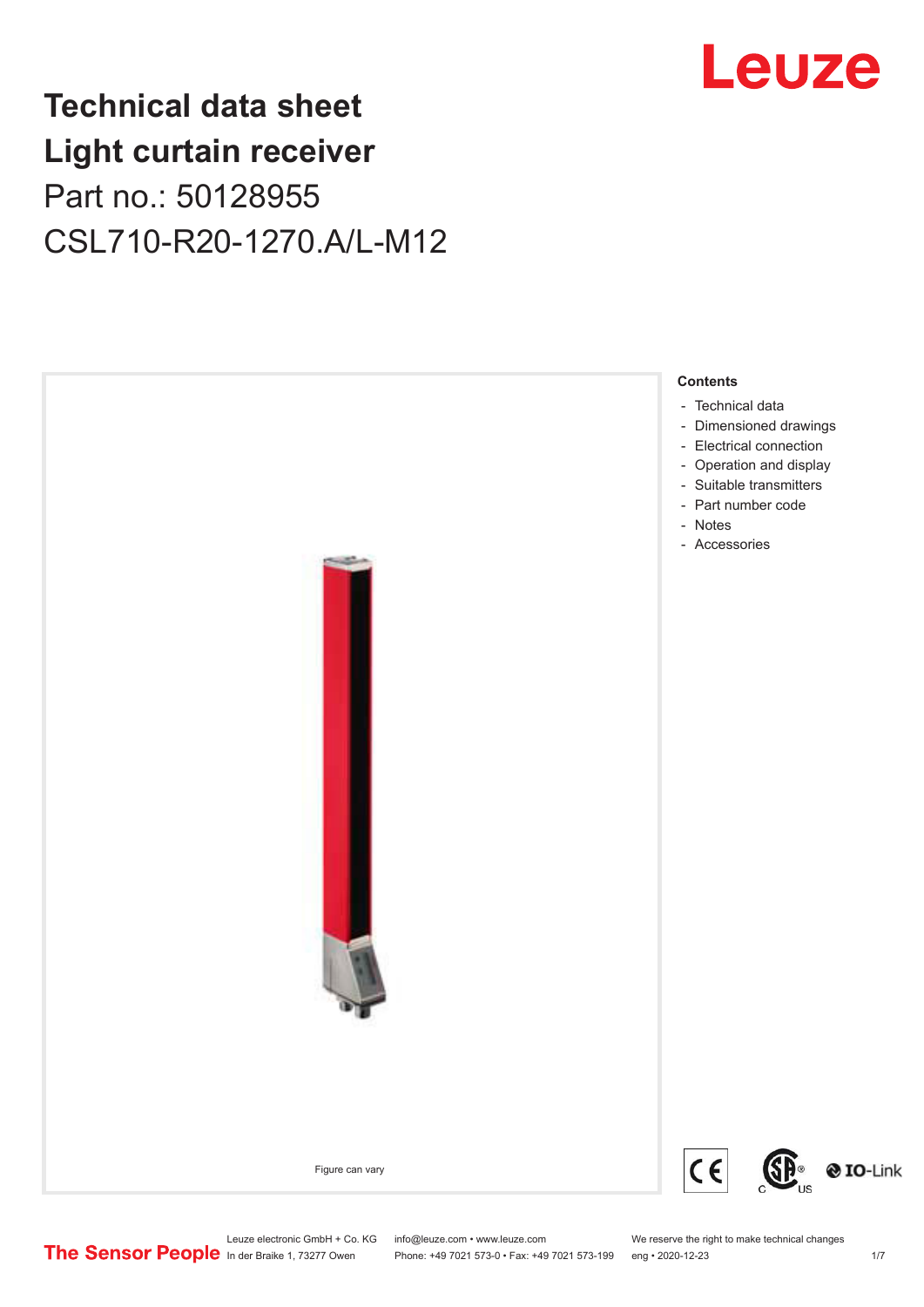# Technical data sheet
# Light curtain receiver

## Part no.: 50128955

## CSL710-R20-1270.A/L-M12

Leuze

Figure can vary

**Contents**

- Technical data
- Dimensioned drawings
- Electrical connection
- Operation and display
- Suitable transmitters
- Part number code
- Notes
- Accessories

The Sensor People

Leuze electronic GmbH + Co. KG
In der Braike 1, 73277 Owen

info@leuze.com • www.leuze.com
Phone: +49 7021 573-0 • Fax: +49 7021 573-199

We reserve the right to make technical changes
eng • 2020-12-23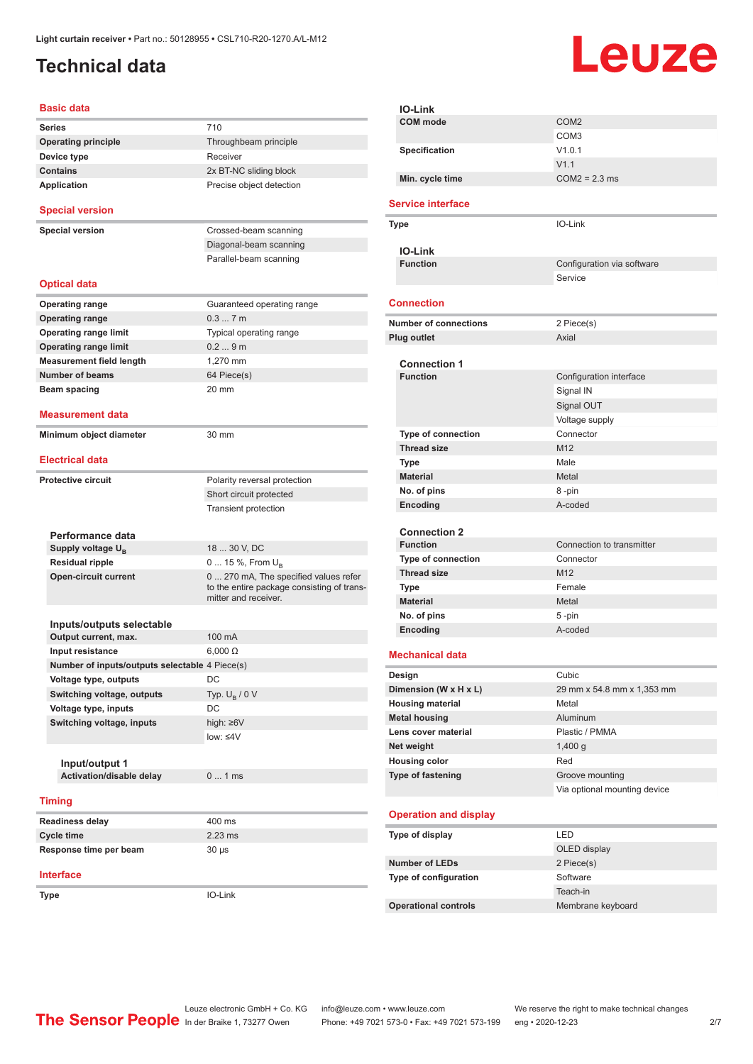Light curtain receiver • Part no.: 50128955 • CSL710-R20-1270.A/L-M12

# Technical data

## Basic data

| | |
|---|---|
| Series | 710 |
| Operating principle | Throughbeam principle |
| Device type | Receiver |
| Contains | 2x BT-NC sliding block |
| Application | Precise object detection |

## Special version

| | |
|---|---|
| Special version | Crossed-beam scanning |
| | Diagonal-beam scanning |
| | Parallel-beam scanning |

## Optical data

| | |
|---|---|
| Operating range | Guaranteed operating range |
| Operating range | 0.3 ... 7 m |
| Operating range limit | Typical operating range |
| Operating range limit | 0.2 ... 9 m |
| Measurement field length | 1,270 mm |
| Number of beams | 64 Piece(s) |
| Beam spacing | 20 mm |

## Measurement data

| | |
|---|---|
| Minimum object diameter | 30 mm |

## Electrical data

| | |
|---|---|
| Protective circuit | Polarity reversal protection |
| | Short circuit protected |
| | Transient protection |

### Performance data

| | |
|---|---|
| Supply voltage $U_B$ | 18 ... 30 V, DC |
| Residual ripple | 0 ... 15 %, From $U_B$ |
| Open-circuit current | 0 ... 270 mA, The specified values refer to the entire package consisting of transmitter and receiver. |

### Inputs/outputs selectable

| | |
|---|---|
| Output current, max. | 100 mA |
| Input resistance | 6,000 Ω |
| Number of inputs/outputs selectable | 4 Piece(s) |
| Voltage type, outputs | DC |
| Switching voltage, outputs | Typ. $U_B$ / 0 V |
| Voltage type, inputs | DC |
| Switching voltage, inputs | high: ≥6V |
| | low: ≤4V |

#### Input/output 1

| | |
|---|---|
| Activation/disable delay | 0 ... 1 ms |

## Timing

| | |
|---|---|
| Readiness delay | 400 ms |
| Cycle time | 2.23 ms |
| Response time per beam | 30 µs |

## Interface

| | |
|---|---|
| Type | IO-Link |

### IO-Link

| | |
|---|---|
| COM mode | COM2 |
| | COM3 |
| Specification | V1.0.1 |
| | V1.1 |
| Min. cycle time | COM2 = 2.3 ms |

## Service interface

| | |
|---|---|
| Type | IO-Link |

### IO-Link

| | |
|---|---|
| Function | Configuration via software |
| | Service |

## Connection

| | |
|---|---|
| Number of connections | 2 Piece(s) |
| Plug outlet | Axial |

### Connection 1

| | |
|---|---|
| Function | Configuration interface |
| | Signal IN |
| | Signal OUT |
| | Voltage supply |
| Type of connection | Connector |
| Thread size | M12 |
| Type | Male |
| Material | Metal |
| No. of pins | 8 -pin |
| Encoding | A-coded |

### Connection 2

| | |
|---|---|
| Function | Connection to transmitter |
| Type of connection | Connector |
| Thread size | M12 |
| Type | Female |
| Material | Metal |
| No. of pins | 5 -pin |
| Encoding | A-coded |

## Mechanical data

| | |
|---|---|
| Design | Cubic |
| Dimension (W x H x L) | 29 mm x 54.8 mm x 1,353 mm |
| Housing material | Metal |
| Metal housing | Aluminum |
| Lens cover material | Plastic / PMMA |
| Net weight | 1,400 g |
| Housing color | Red |
| Type of fastening | Groove mounting |
| | Via optional mounting device |

## Operation and display

| | |
|---|---|
| Type of display | LED |
| | OLED display |
| Number of LEDs | 2 Piece(s) |
| Type of configuration | Software |
| | Teach-in |
| Operational controls | Membrane keyboard |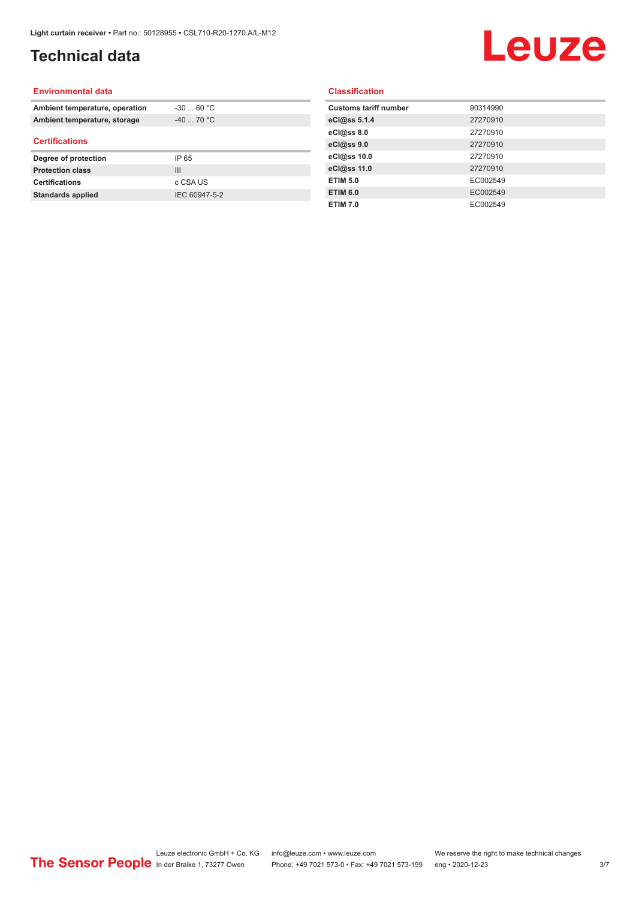# Technical data

## Environmental data

| | |
|---|---|
| **Ambient temperature, operation** | -30 ... 60 °C |
| **Ambient temperature, storage** | -40 ... 70 °C |

## Certifications

| | |
|---|---|
| **Degree of protection** | IP 65 |
| **Protection class** | III |
| **Certifications** | c CSA US |
| **Standards applied** | IEC 60947-5-2 |

## Classification

| | |
|---|---|
| **Customs tariff number** | 90314990 |
| **eCl@ss 5.1.4** | 27270910 |
| **eCl@ss 8.0** | 27270910 |
| **eCl@ss 9.0** | 27270910 |
| **eCl@ss 10.0** | 27270910 |
| **eCl@ss 11.0** | 27270910 |
| **ETIM 5.0** | EC002549 |
| **ETIM 6.0** | EC002549 |
| **ETIM 7.0** | EC002549 |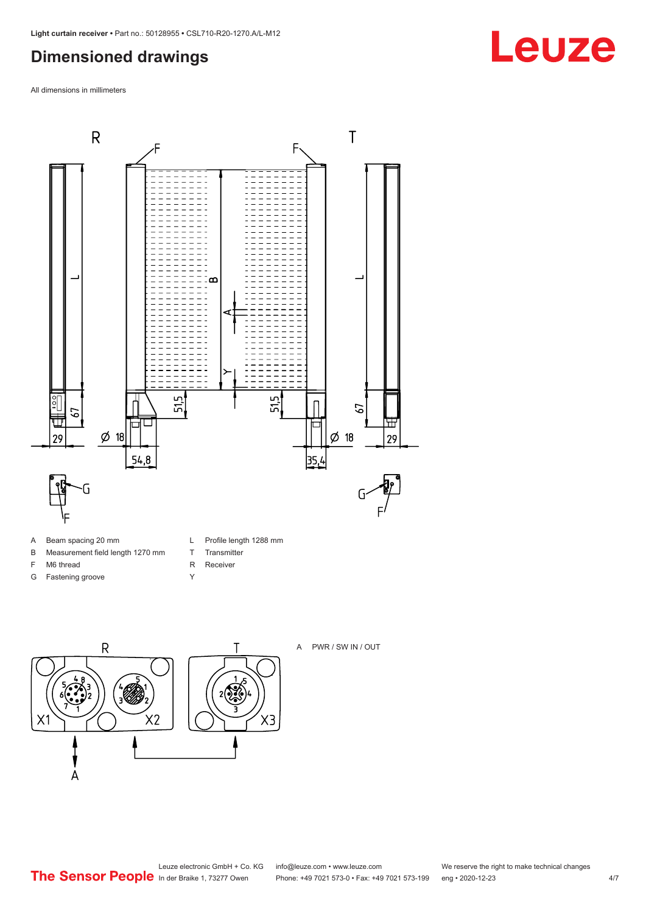# Dimensioned drawings

All dimensions in millimeters

| | | | |
|---|---|---|---|
| A | Beam spacing 20 mm | L | Profile length 1288 mm |
| B | Measurement field length 1270 mm | T | Transmitter |
| F | M6 thread | R | Receiver |
| G | Fastening groove | Y | |

A PWR / SW IN / OUT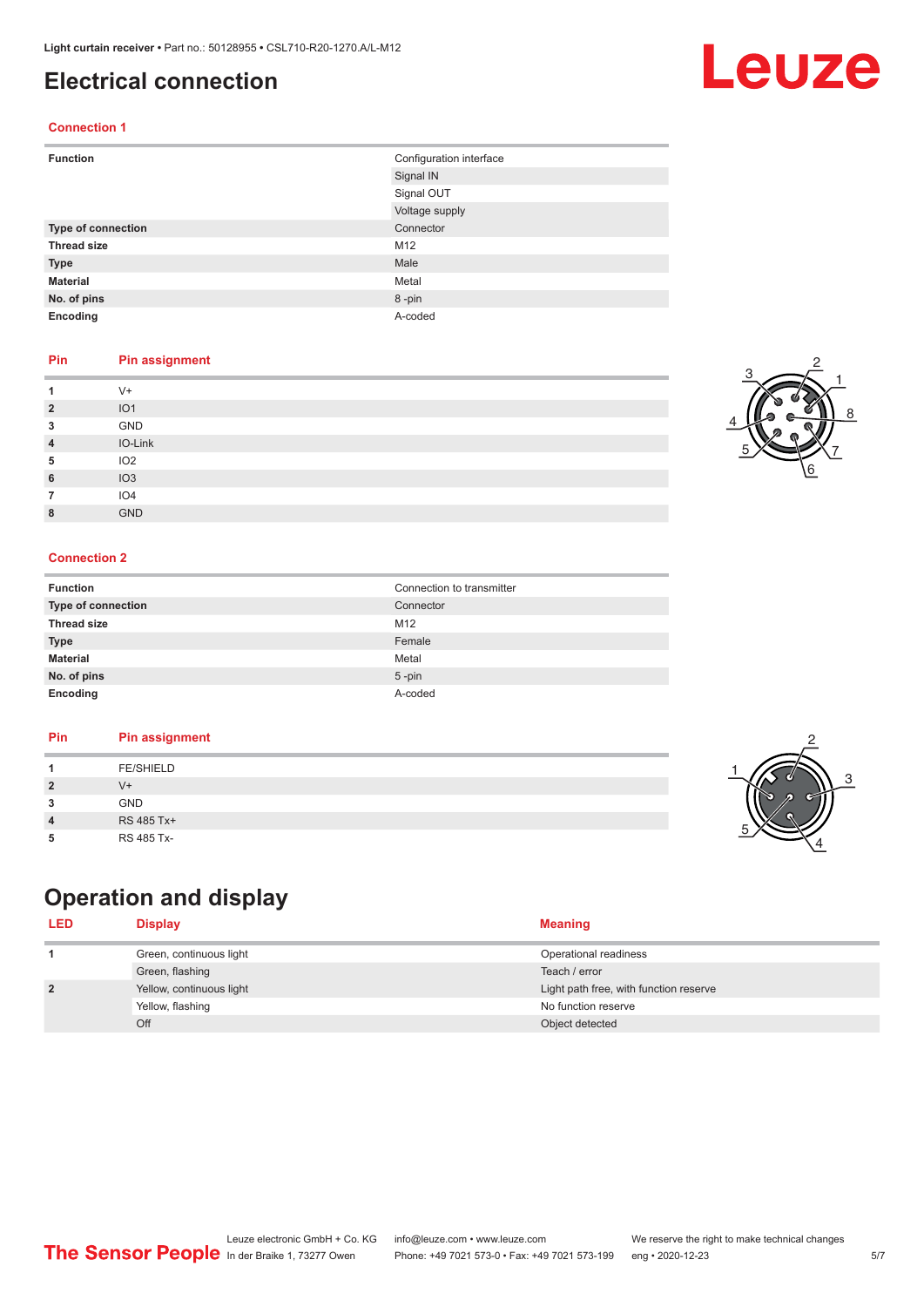# Electrical connection

## Connection 1

| Function | Configuration interface |
|---|---|
| | Signal IN |
| | Signal OUT |
| | Voltage supply |
| **Type of connection** | Connector |
| **Thread size** | M12 |
| **Type** | Male |
| **Material** | Metal |
| **No. of pins** | 8 -pin |
| **Encoding** | A-coded |

| Pin | Pin assignment |
|---|---|
| 1 | V+ |
| 2 | IO1 |
| 3 | GND |
| 4 | IO-Link |
| 5 | IO2 |
| 6 | IO3 |
| 7 | IO4 |
| 8 | GND |

## Connection 2

| Function | Connection to transmitter |
|---|---|
| **Type of connection** | Connector |
| **Thread size** | M12 |
| **Type** | Female |
| **Material** | Metal |
| **No. of pins** | 5 -pin |
| **Encoding** | A-coded |

| Pin | Pin assignment |
|---|---|
| 1 | FE/SHIELD |
| 2 | V+ |
| 3 | GND |
| 4 | RS 485 Tx+ |
| 5 | RS 485 Tx- |

# Operation and display

| LED | Display | Meaning |
|---|---|---|
| 1 | Green, continuous light | Operational readiness |
| | Green, flashing | Teach / error |
| 2 | Yellow, continuous light | Light path free, with function reserve |
| | Yellow, flashing | No function reserve |
| | Off | Object detected |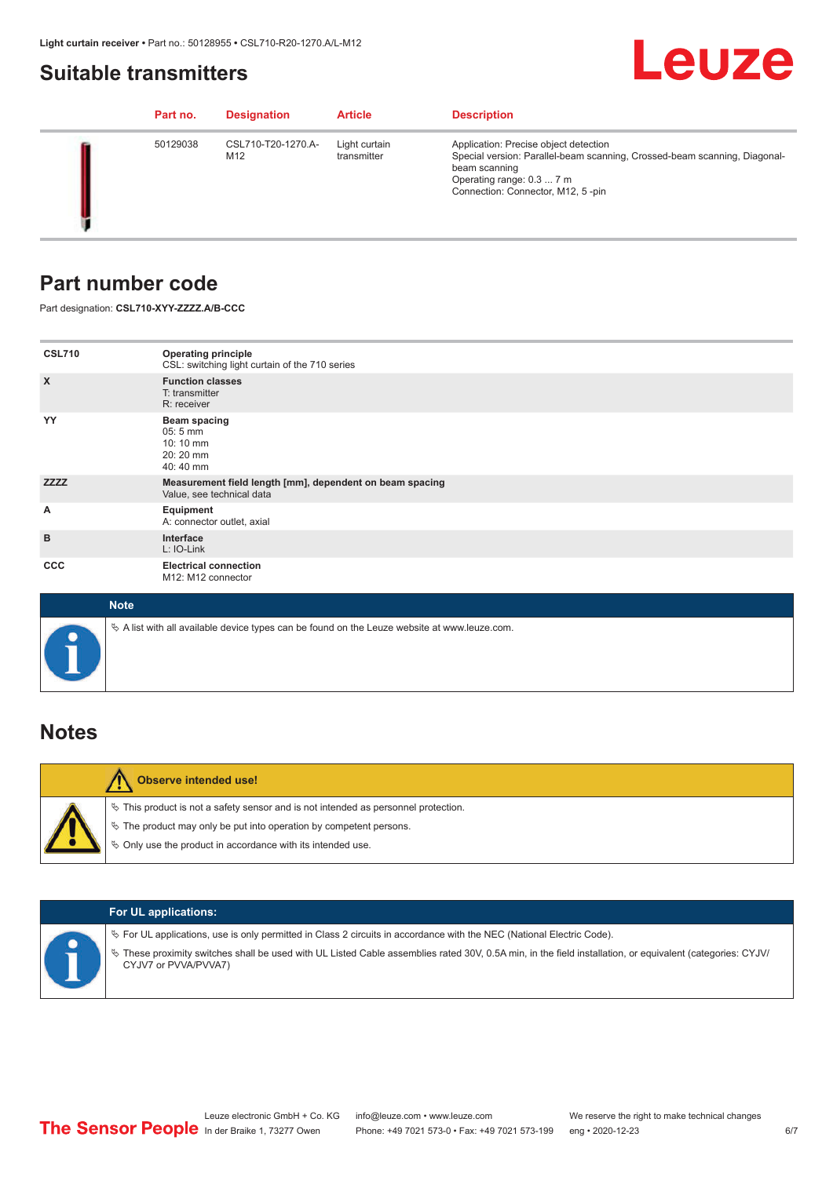## Suitable transmitters

| Part no. | Designation | Article | Description |
|---|---|---|---|
| 50129038 | CSL710-T20-1270.A-M12 | Light curtain transmitter | Application: Precise object detection<br>Special version: Parallel-beam scanning, Crossed-beam scanning, Diagonal-beam scanning<br>Operating range: 0.3 ... 7 m<br>Connection: Connector, M12, 5 -pin |

## Part number code

Part designation: **CSL710-XYY-ZZZZ.A/B-CCC**

| | |
|---|---|
| **CSL710** | **Operating principle**<br>CSL: switching light curtain of the 710 series |
| **X** | **Function classes**<br>T: transmitter<br>R: receiver |
| **YY** | **Beam spacing**<br>05: 5 mm<br>10: 10 mm<br>20: 20 mm<br>40: 40 mm |
| **ZZZZ** | **Measurement field length [mm], dependent on beam spacing**<br>Value, see technical data |
| **A** | **Equipment**<br>A: connector outlet, axial |
| **B** | **Interface**<br>L: IO-Link |
| **CCC** | **Electrical connection**<br>M12: M12 connector |

**Note**

↳ A list with all available device types can be found on the Leuze website at www.leuze.com.

## Notes

**Observe intended use!**

↳ This product is not a safety sensor and is not intended as personnel protection.

↳ The product may only be put into operation by competent persons.

↳ Only use the product in accordance with its intended use.

**For UL applications:**

↳ For UL applications, use is only permitted in Class 2 circuits in accordance with the NEC (National Electric Code).

↳ These proximity switches shall be used with UL Listed Cable assemblies rated 30V, 0.5A min, in the field installation, or equivalent (categories: CYJV/CYJV7 or PVVA/PVVA7)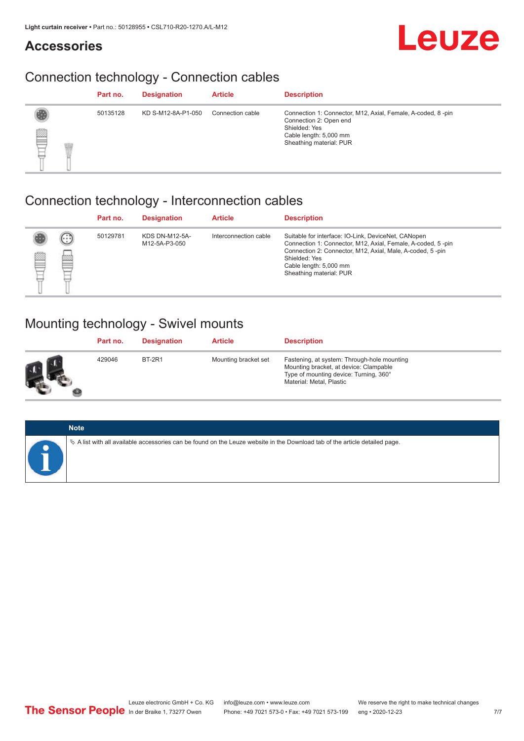## Accessories

### Connection technology - Connection cables

| | Part no. | Designation | Article | Description |
|---|---|---|---|---|
| | 50135128 | KD S-M12-8A-P1-050 | Connection cable | Connection 1: Connector, M12, Axial, Female, A-coded, 8 -pin<br>Connection 2: Open end<br>Shielded: Yes<br>Cable length: 5,000 mm<br>Sheathing material: PUR |

### Connection technology - Interconnection cables

| | Part no. | Designation | Article | Description |
|---|---|---|---|---|
| | 50129781 | KDS DN-M12-5A-M12-5A-P3-050 | Interconnection cable | Suitable for interface: IO-Link, DeviceNet, CANopen<br>Connection 1: Connector, M12, Axial, Female, A-coded, 5 -pin<br>Connection 2: Connector, M12, Axial, Male, A-coded, 5 -pin<br>Shielded: Yes<br>Cable length: 5,000 mm<br>Sheathing material: PUR |

### Mounting technology - Swivel mounts

| | Part no. | Designation | Article | Description |
|---|---|---|---|---|
| | 429046 | BT-2R1 | Mounting bracket set | Fastening, at system: Through-hole mounting<br>Mounting bracket, at device: Clampable<br>Type of mounting device: Turning, 360°<br>Material: Metal, Plastic |

**Note**

A list with all available accessories can be found on the Leuze website in the Download tab of the article detailed page.